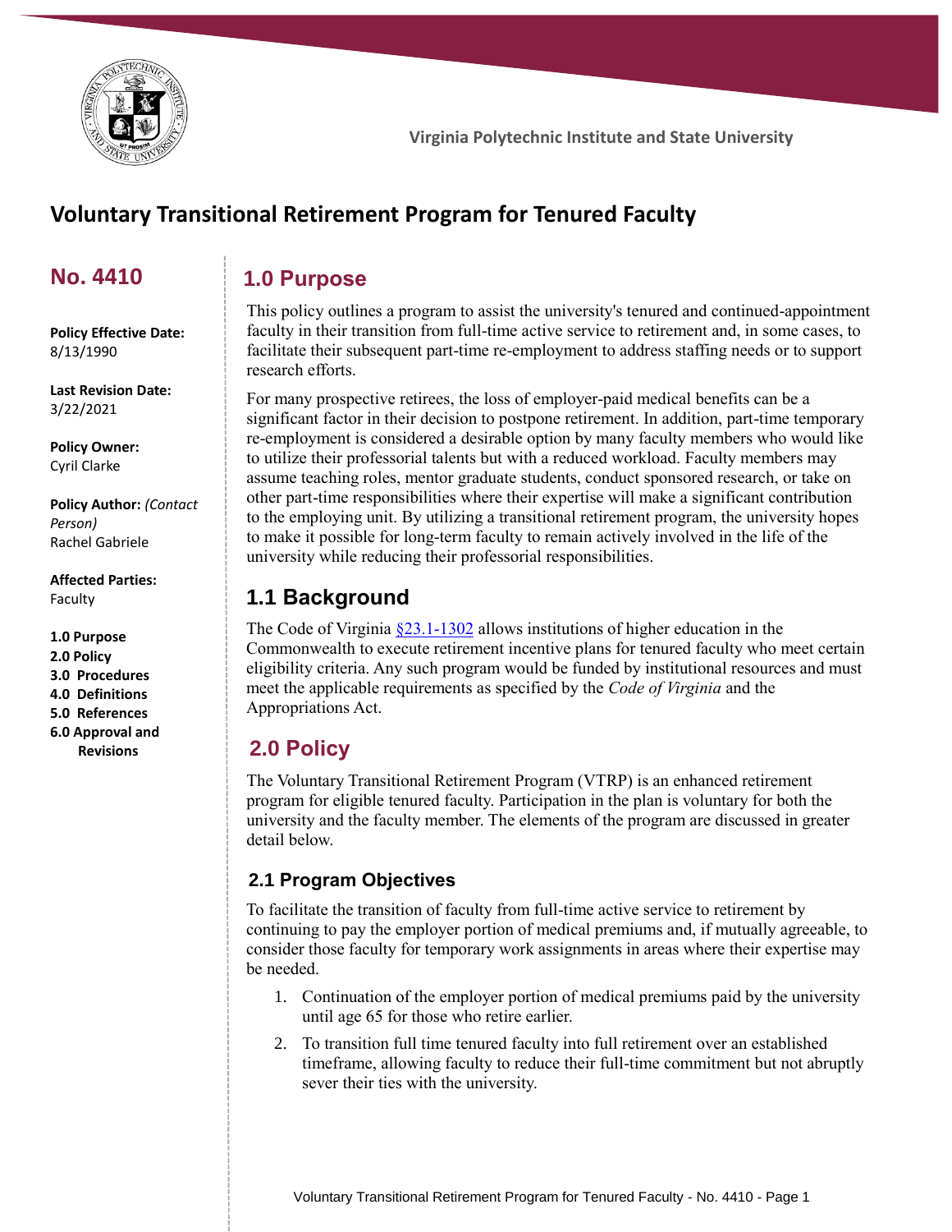Virginia Polytechnic Institute and State University

# Voluntary Transitional Retirement Program for Tenured Faculty

## No. 4410

**Policy Effective Date:**
8/13/1990

**Last Revision Date:**
3/22/2021

**Policy Owner:**
Cyril Clarke

**Policy Author:** *(Contact Person)*
Rachel Gabriele

**Affected Parties:**
Faculty

**1.0 Purpose**
**2.0 Policy**
**3.0 Procedures**
**4.0 Definitions**
**5.0 References**
**6.0 Approval and Revisions**

## 1.0 Purpose

This policy outlines a program to assist the university's tenured and continued-appointment faculty in their transition from full-time active service to retirement and, in some cases, to facilitate their subsequent part-time re-employment to address staffing needs or to support research efforts.

For many prospective retirees, the loss of employer-paid medical benefits can be a significant factor in their decision to postpone retirement. In addition, part-time temporary re-employment is considered a desirable option by many faculty members who would like to utilize their professorial talents but with a reduced workload. Faculty members may assume teaching roles, mentor graduate students, conduct sponsored research, or take on other part-time responsibilities where their expertise will make a significant contribution to the employing unit. By utilizing a transitional retirement program, the university hopes to make it possible for long-term faculty to remain actively involved in the life of the university while reducing their professorial responsibilities.

## 1.1 Background

The Code of Virginia §23.1-1302 allows institutions of higher education in the Commonwealth to execute retirement incentive plans for tenured faculty who meet certain eligibility criteria. Any such program would be funded by institutional resources and must meet the applicable requirements as specified by the *Code of Virginia* and the Appropriations Act.

## 2.0 Policy

The Voluntary Transitional Retirement Program (VTRP) is an enhanced retirement program for eligible tenured faculty. Participation in the plan is voluntary for both the university and the faculty member. The elements of the program are discussed in greater detail below.

### 2.1 Program Objectives

To facilitate the transition of faculty from full-time active service to retirement by continuing to pay the employer portion of medical premiums and, if mutually agreeable, to consider those faculty for temporary work assignments in areas where their expertise may be needed.

1. Continuation of the employer portion of medical premiums paid by the university until age 65 for those who retire earlier.
2. To transition full time tenured faculty into full retirement over an established timeframe, allowing faculty to reduce their full-time commitment but not abruptly sever their ties with the university.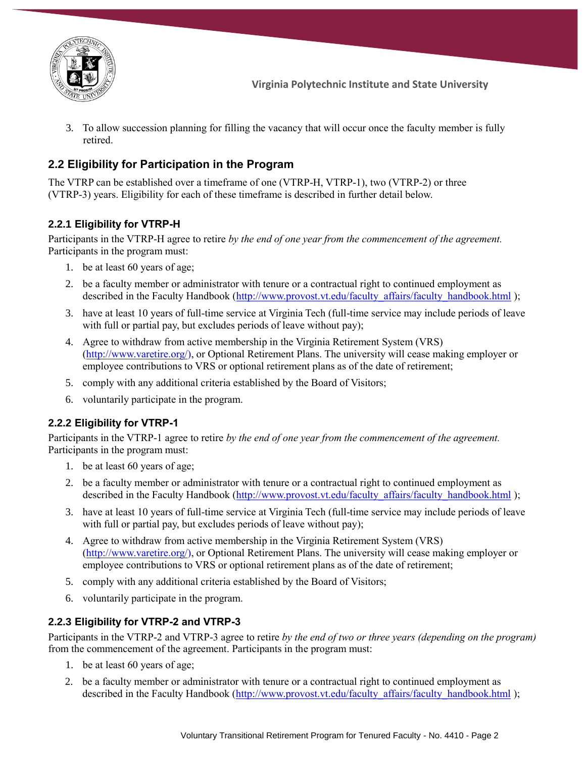3. To allow succession planning for filling the vacancy that will occur once the faculty member is fully retired.

## 2.2 Eligibility for Participation in the Program

The VTRP can be established over a timeframe of one (VTRP-H, VTRP-1), two (VTRP-2) or three (VTRP-3) years. Eligibility for each of these timeframe is described in further detail below.

### 2.2.1 Eligibility for VTRP-H

Participants in the VTRP-H agree to retire *by the end of one year from the commencement of the agreement.* Participants in the program must:

1. be at least 60 years of age;
2. be a faculty member or administrator with tenure or a contractual right to continued employment as described in the Faculty Handbook (http://www.provost.vt.edu/faculty_affairs/faculty_handbook.html );
3. have at least 10 years of full-time service at Virginia Tech (full-time service may include periods of leave with full or partial pay, but excludes periods of leave without pay);
4. Agree to withdraw from active membership in the Virginia Retirement System (VRS) (http://www.varetire.org/), or Optional Retirement Plans. The university will cease making employer or employee contributions to VRS or optional retirement plans as of the date of retirement;
5. comply with any additional criteria established by the Board of Visitors;
6. voluntarily participate in the program.

### 2.2.2 Eligibility for VTRP-1

Participants in the VTRP-1 agree to retire *by the end of one year from the commencement of the agreement.* Participants in the program must:

1. be at least 60 years of age;
2. be a faculty member or administrator with tenure or a contractual right to continued employment as described in the Faculty Handbook (http://www.provost.vt.edu/faculty_affairs/faculty_handbook.html );
3. have at least 10 years of full-time service at Virginia Tech (full-time service may include periods of leave with full or partial pay, but excludes periods of leave without pay);
4. Agree to withdraw from active membership in the Virginia Retirement System (VRS) (http://www.varetire.org/), or Optional Retirement Plans. The university will cease making employer or employee contributions to VRS or optional retirement plans as of the date of retirement;
5. comply with any additional criteria established by the Board of Visitors;
6. voluntarily participate in the program.

### 2.2.3 Eligibility for VTRP-2 and VTRP-3

Participants in the VTRP-2 and VTRP-3 agree to retire *by the end of two or three years (depending on the program)* from the commencement of the agreement. Participants in the program must:

1. be at least 60 years of age;
2. be a faculty member or administrator with tenure or a contractual right to continued employment as described in the Faculty Handbook (http://www.provost.vt.edu/faculty_affairs/faculty_handbook.html );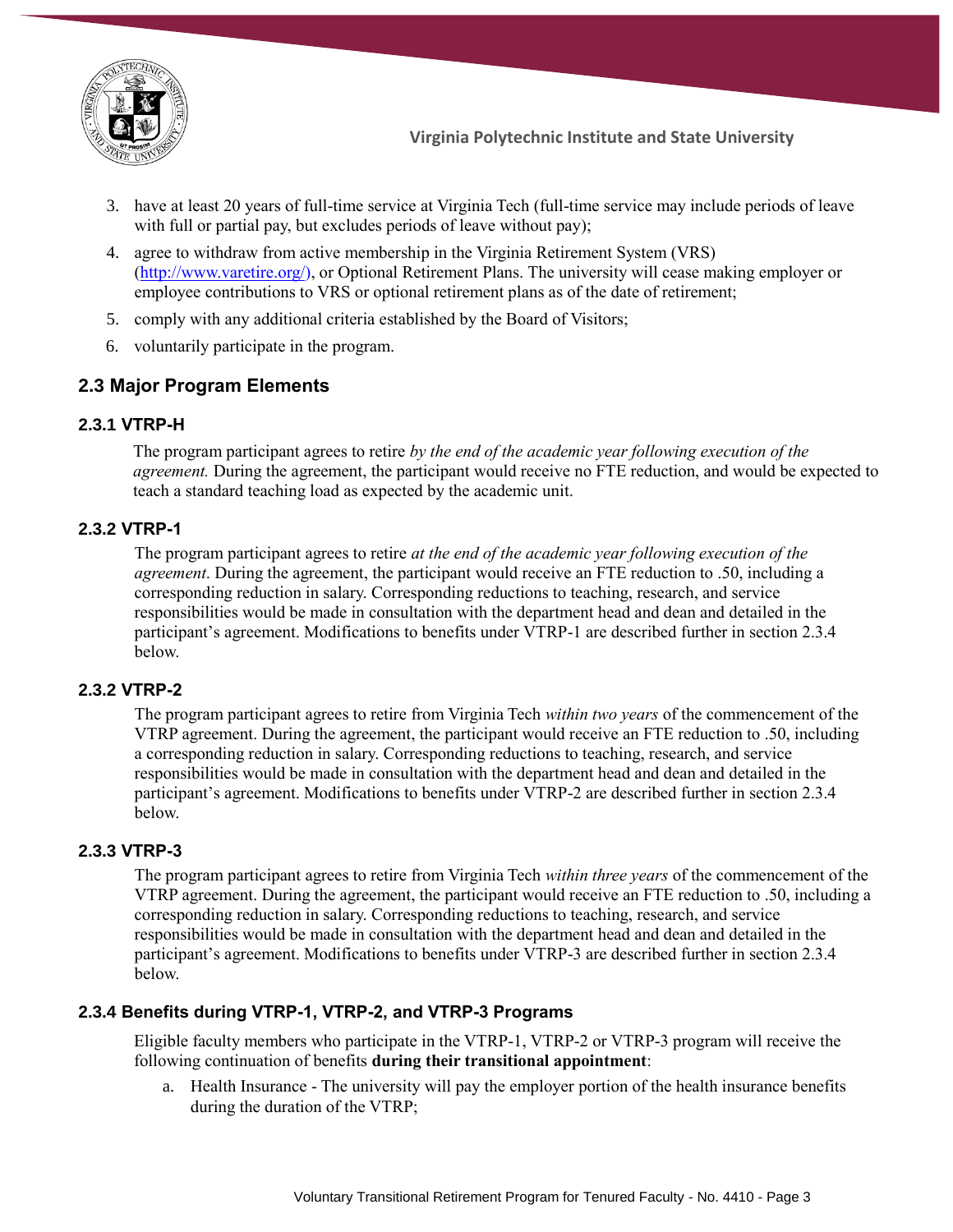3. have at least 20 years of full-time service at Virginia Tech (full-time service may include periods of leave with full or partial pay, but excludes periods of leave without pay);
4. agree to withdraw from active membership in the Virginia Retirement System (VRS) (http://www.varetire.org/), or Optional Retirement Plans. The university will cease making employer or employee contributions to VRS or optional retirement plans as of the date of retirement;
5. comply with any additional criteria established by the Board of Visitors;
6. voluntarily participate in the program.

## 2.3 Major Program Elements

### 2.3.1 VTRP-H

The program participant agrees to retire *by the end of the academic year following execution of the agreement.* During the agreement, the participant would receive no FTE reduction, and would be expected to teach a standard teaching load as expected by the academic unit.

### 2.3.2 VTRP-1

The program participant agrees to retire *at the end of the academic year following execution of the agreement*. During the agreement, the participant would receive an FTE reduction to .50, including a corresponding reduction in salary. Corresponding reductions to teaching, research, and service responsibilities would be made in consultation with the department head and dean and detailed in the participant's agreement. Modifications to benefits under VTRP-1 are described further in section 2.3.4 below.

### 2.3.2 VTRP-2

The program participant agrees to retire from Virginia Tech *within two years* of the commencement of the VTRP agreement. During the agreement, the participant would receive an FTE reduction to .50, including a corresponding reduction in salary. Corresponding reductions to teaching, research, and service responsibilities would be made in consultation with the department head and dean and detailed in the participant's agreement. Modifications to benefits under VTRP-2 are described further in section 2.3.4 below.

### 2.3.3 VTRP-3

The program participant agrees to retire from Virginia Tech *within three years* of the commencement of the VTRP agreement. During the agreement, the participant would receive an FTE reduction to .50, including a corresponding reduction in salary. Corresponding reductions to teaching, research, and service responsibilities would be made in consultation with the department head and dean and detailed in the participant's agreement. Modifications to benefits under VTRP-3 are described further in section 2.3.4 below.

### 2.3.4 Benefits during VTRP-1, VTRP-2, and VTRP-3 Programs

Eligible faculty members who participate in the VTRP-1, VTRP-2 or VTRP-3 program will receive the following continuation of benefits **during their transitional appointment**:

a. Health Insurance - The university will pay the employer portion of the health insurance benefits during the duration of the VTRP;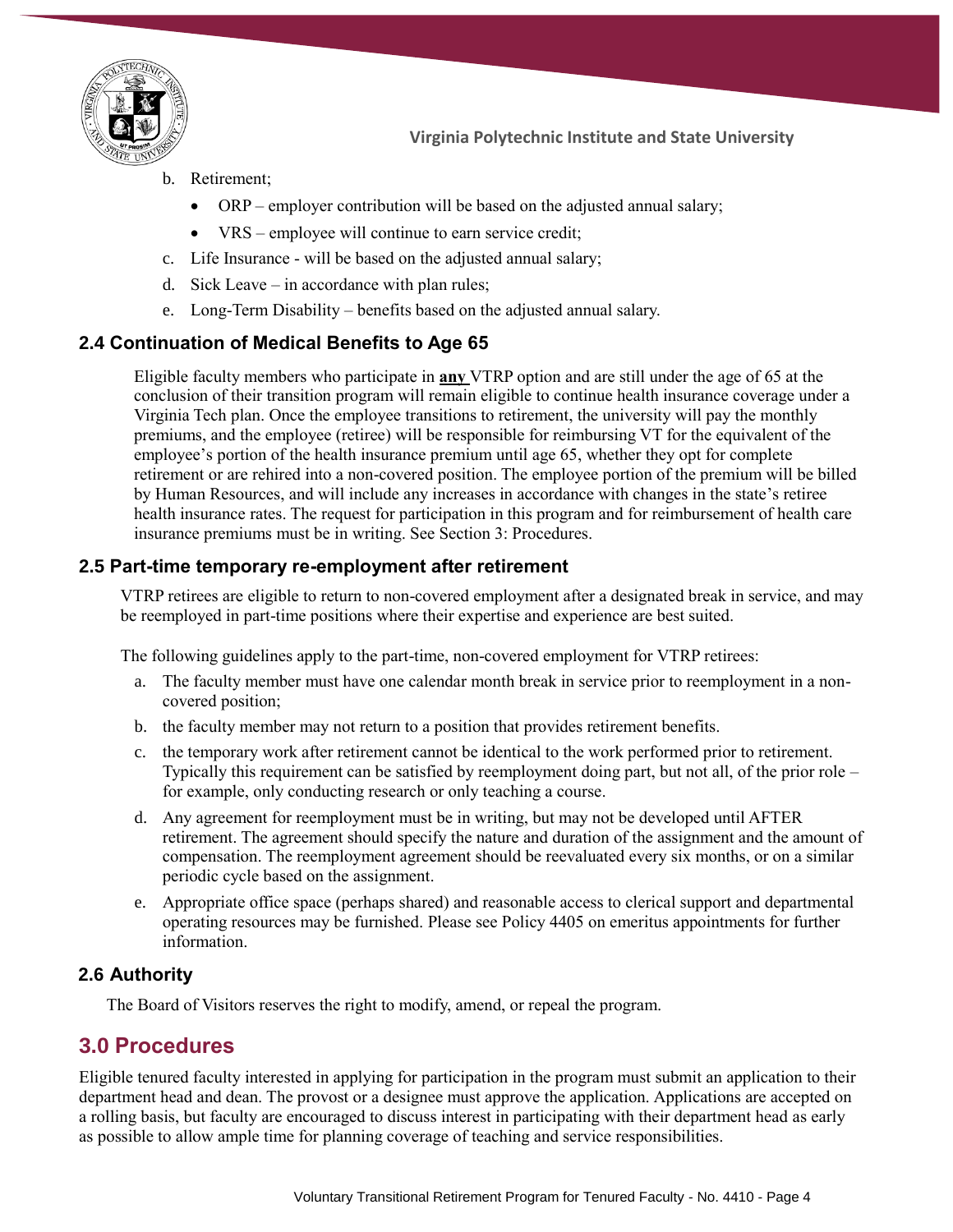b. Retirement;
   - ORP – employer contribution will be based on the adjusted annual salary;
   - VRS – employee will continue to earn service credit;

c. Life Insurance - will be based on the adjusted annual salary;

d. Sick Leave – in accordance with plan rules;

e. Long-Term Disability – benefits based on the adjusted annual salary.

## 2.4 Continuation of Medical Benefits to Age 65

Eligible faculty members who participate in **any** VTRP option and are still under the age of 65 at the conclusion of their transition program will remain eligible to continue health insurance coverage under a Virginia Tech plan. Once the employee transitions to retirement, the university will pay the monthly premiums, and the employee (retiree) will be responsible for reimbursing VT for the equivalent of the employee's portion of the health insurance premium until age 65, whether they opt for complete retirement or are rehired into a non-covered position. The employee portion of the premium will be billed by Human Resources, and will include any increases in accordance with changes in the state's retiree health insurance rates. The request for participation in this program and for reimbursement of health care insurance premiums must be in writing. See Section 3: Procedures.

## 2.5 Part-time temporary re-employment after retirement

VTRP retirees are eligible to return to non-covered employment after a designated break in service, and may be reemployed in part-time positions where their expertise and experience are best suited.

The following guidelines apply to the part-time, non-covered employment for VTRP retirees:

a. The faculty member must have one calendar month break in service prior to reemployment in a non-covered position;

b. the faculty member may not return to a position that provides retirement benefits.

c. the temporary work after retirement cannot be identical to the work performed prior to retirement. Typically this requirement can be satisfied by reemployment doing part, but not all, of the prior role – for example, only conducting research or only teaching a course.

d. Any agreement for reemployment must be in writing, but may not be developed until AFTER retirement. The agreement should specify the nature and duration of the assignment and the amount of compensation. The reemployment agreement should be reevaluated every six months, or on a similar periodic cycle based on the assignment.

e. Appropriate office space (perhaps shared) and reasonable access to clerical support and departmental operating resources may be furnished. Please see Policy 4405 on emeritus appointments for further information.

## 2.6 Authority

The Board of Visitors reserves the right to modify, amend, or repeal the program.

# 3.0 Procedures

Eligible tenured faculty interested in applying for participation in the program must submit an application to their department head and dean. The provost or a designee must approve the application. Applications are accepted on a rolling basis, but faculty are encouraged to discuss interest in participating with their department head as early as possible to allow ample time for planning coverage of teaching and service responsibilities.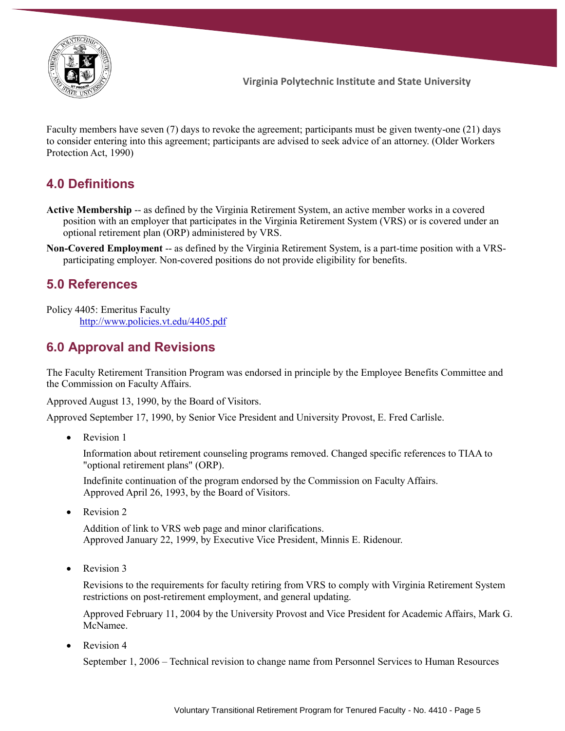Faculty members have seven (7) days to revoke the agreement; participants must be given twenty-one (21) days to consider entering into this agreement; participants are advised to seek advice of an attorney. (Older Workers Protection Act, 1990)

## 4.0 Definitions

**Active Membership** -- as defined by the Virginia Retirement System, an active member works in a covered position with an employer that participates in the Virginia Retirement System (VRS) or is covered under an optional retirement plan (ORP) administered by VRS.

**Non-Covered Employment** -- as defined by the Virginia Retirement System, is a part-time position with a VRS-participating employer. Non-covered positions do not provide eligibility for benefits.

## 5.0 References

Policy 4405: Emeritus Faculty
http://www.policies.vt.edu/4405.pdf

## 6.0 Approval and Revisions

The Faculty Retirement Transition Program was endorsed in principle by the Employee Benefits Committee and the Commission on Faculty Affairs.

Approved August 13, 1990, by the Board of Visitors.

Approved September 17, 1990, by Senior Vice President and University Provost, E. Fred Carlisle.

- Revision 1

  Information about retirement counseling programs removed. Changed specific references to TIAA to "optional retirement plans" (ORP).

  Indefinite continuation of the program endorsed by the Commission on Faculty Affairs.
  Approved April 26, 1993, by the Board of Visitors.

- Revision 2

  Addition of link to VRS web page and minor clarifications.
  Approved January 22, 1999, by Executive Vice President, Minnis E. Ridenour.

- Revision 3

  Revisions to the requirements for faculty retiring from VRS to comply with Virginia Retirement System restrictions on post-retirement employment, and general updating.

  Approved February 11, 2004 by the University Provost and Vice President for Academic Affairs, Mark G. McNamee.

- Revision 4

  September 1, 2006 – Technical revision to change name from Personnel Services to Human Resources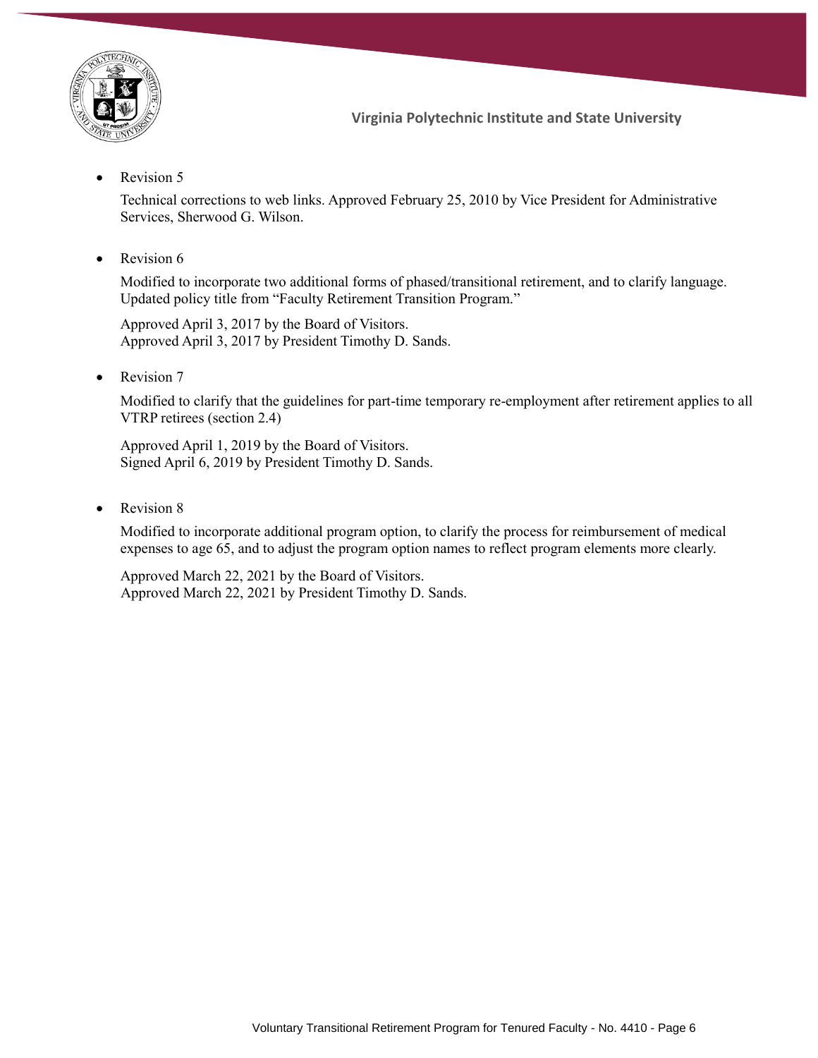- Revision 5

  Technical corrections to web links. Approved February 25, 2010 by Vice President for Administrative Services, Sherwood G. Wilson.

- Revision 6

  Modified to incorporate two additional forms of phased/transitional retirement, and to clarify language. Updated policy title from "Faculty Retirement Transition Program."

  Approved April 3, 2017 by the Board of Visitors.
  Approved April 3, 2017 by President Timothy D. Sands.

- Revision 7

  Modified to clarify that the guidelines for part-time temporary re-employment after retirement applies to all VTRP retirees (section 2.4)

  Approved April 1, 2019 by the Board of Visitors.
  Signed April 6, 2019 by President Timothy D. Sands.

- Revision 8

  Modified to incorporate additional program option, to clarify the process for reimbursement of medical expenses to age 65, and to adjust the program option names to reflect program elements more clearly.

  Approved March 22, 2021 by the Board of Visitors.
  Approved March 22, 2021 by President Timothy D. Sands.